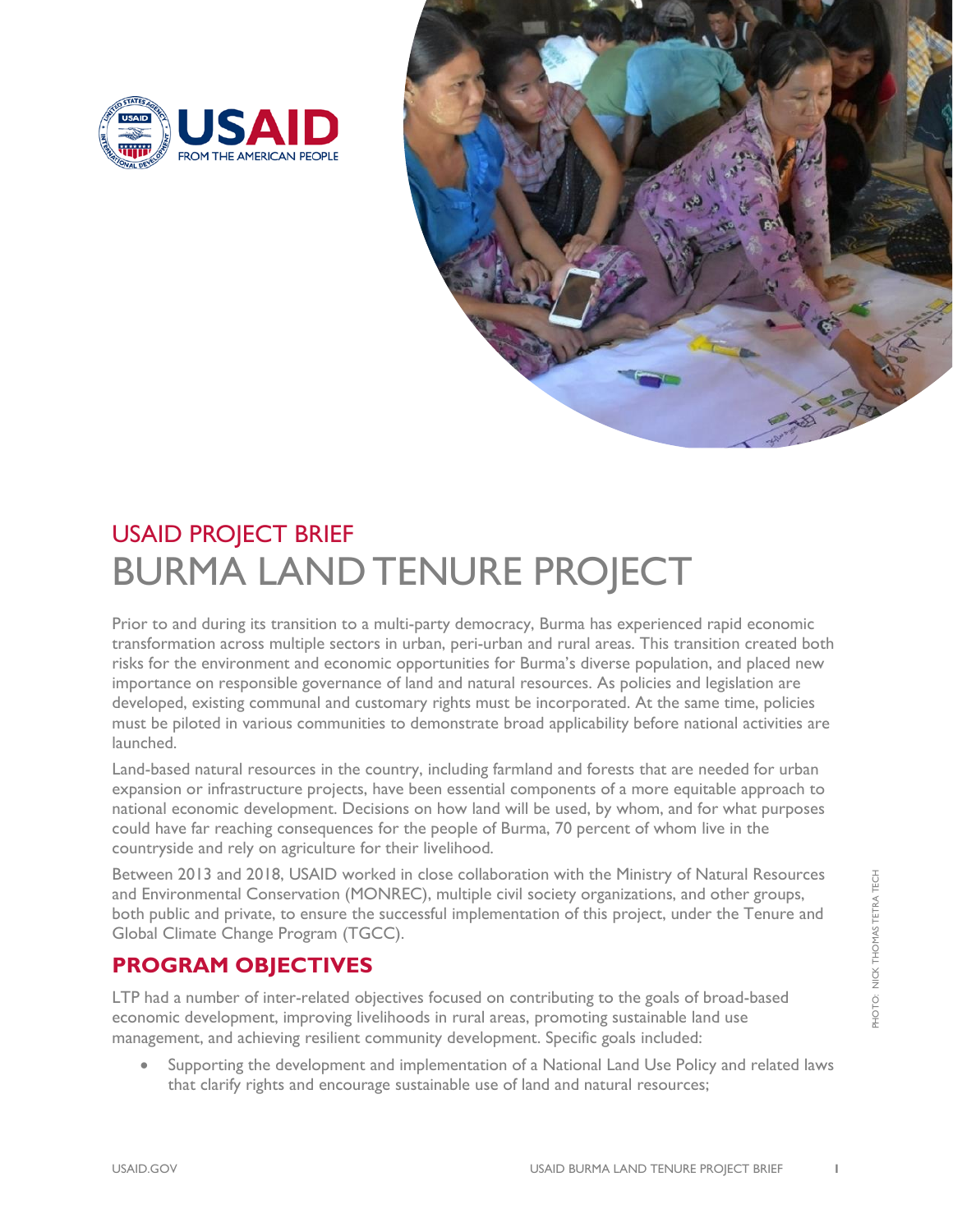USAID PROJECT BRIEF

# BURMA LAND TENURE PROJECT

Prior to and during its transition to a multi-party democracy, Burma has experienced rapid economic transformation across multiple sectors in urban, peri-urban and rural areas. This transition created both risks for the environment and economic opportunities for Burma's diverse population, and placed new importance on responsible governance of land and natural resources. As policies and legislation are developed, existing communal and customary rights must be incorporated. At the same time, policies must be piloted in various communities to demonstrate broad applicability before national activities are launched.

Land-based natural resources in the country, including farmland and forests that are needed for urban expansion or infrastructure projects, have been essential components of a more equitable approach to national economic development. Decisions on how land will be used, by whom, and for what purposes could have far reaching consequences for the people of Burma, 70 percent of whom live in the countryside and rely on agriculture for their livelihood.

Between 2013 and 2018, USAID worked in close collaboration with the Ministry of Natural Resources and Environmental Conservation (MONREC), multiple civil society organizations, and other groups, both public and private, to ensure the successful implementation of this project, under the Tenure and Global Climate Change Program (TGCC).

## PROGRAM OBJECTIVES

LTP had a number of inter-related objectives focused on contributing to the goals of broad-based economic development, improving livelihoods in rural areas, promoting sustainable land use management, and achieving resilient community development. Specific goals included:

- Supporting the development and implementation of a National Land Use Policy and related laws that clarify rights and encourage sustainable use of land and natural resources;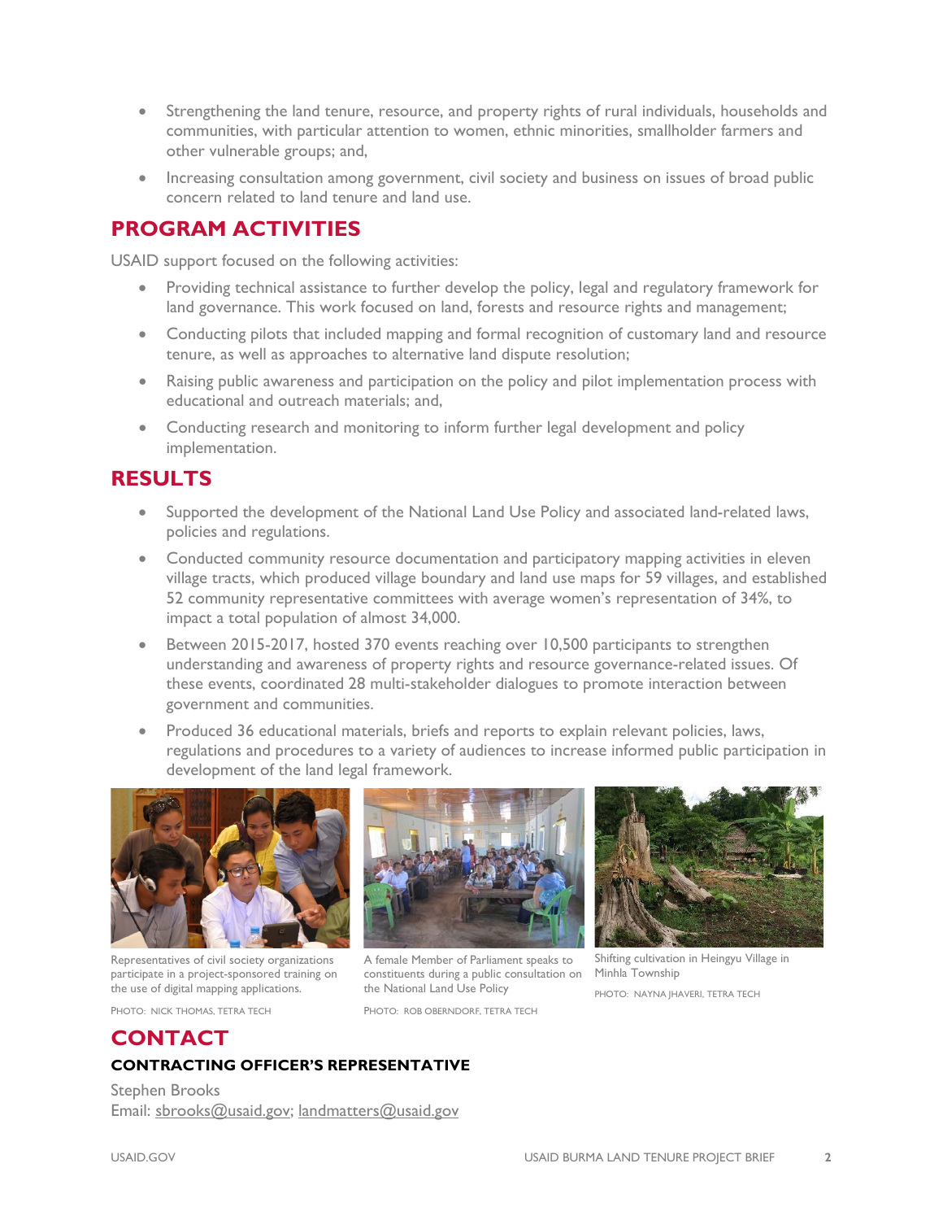- Strengthening the land tenure, resource, and property rights of rural individuals, households and communities, with particular attention to women, ethnic minorities, smallholder farmers and other vulnerable groups; and,
- Increasing consultation among government, civil society and business on issues of broad public concern related to land tenure and land use.

## PROGRAM ACTIVITIES

USAID support focused on the following activities:

- Providing technical assistance to further develop the policy, legal and regulatory framework for land governance. This work focused on land, forests and resource rights and management;
- Conducting pilots that included mapping and formal recognition of customary land and resource tenure, as well as approaches to alternative land dispute resolution;
- Raising public awareness and participation on the policy and pilot implementation process with educational and outreach materials; and,
- Conducting research and monitoring to inform further legal development and policy implementation.

## RESULTS

- Supported the development of the National Land Use Policy and associated land-related laws, policies and regulations.
- Conducted community resource documentation and participatory mapping activities in eleven village tracts, which produced village boundary and land use maps for 59 villages, and established 52 community representative committees with average women's representation of 34%, to impact a total population of almost 34,000.
- Between 2015-2017, hosted 370 events reaching over 10,500 participants to strengthen understanding and awareness of property rights and resource governance-related issues. Of these events, coordinated 28 multi-stakeholder dialogues to promote interaction between government and communities.
- Produced 36 educational materials, briefs and reports to explain relevant policies, laws, regulations and procedures to a variety of audiences to increase informed public participation in development of the land legal framework.

Representatives of civil society organizations participate in a project-sponsored training on the use of digital mapping applications.

PHOTO: NICK THOMAS, TETRA TECH

A female Member of Parliament speaks to constituents during a public consultation on the National Land Use Policy

PHOTO: ROB OBERNDORF, TETRA TECH

Shifting cultivation in Heingyu Village in Minhla Township

PHOTO: NAYNA JHAVERI, TETRA TECH

## CONTACT

### CONTRACTING OFFICER'S REPRESENTATIVE

Stephen Brooks
Email: sbrooks@usaid.gov; landmatters@usaid.gov